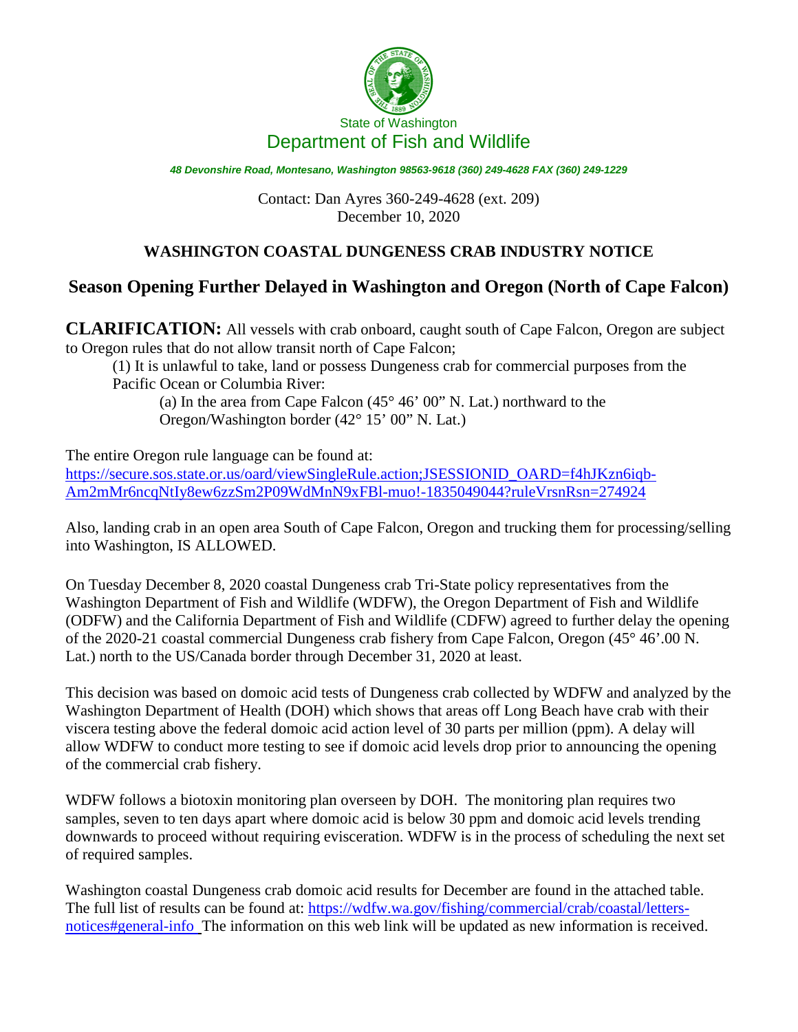State of Washington

Department of Fish and Wildlife

*48 Devonshire Road, Montesano, Washington 98563-9618 (360) 249-4628 FAX (360) 249-1229*

Contact: Dan Ayres 360-249-4628 (ext. 209)
December 10, 2020

## WASHINGTON COASTAL DUNGENESS CRAB INDUSTRY NOTICE

## Season Opening Further Delayed in Washington and Oregon (North of Cape Falcon)

**CLARIFICATION:** All vessels with crab onboard, caught south of Cape Falcon, Oregon are subject to Oregon rules that do not allow transit north of Cape Falcon;

> (1) It is unlawful to take, land or possess Dungeness crab for commercial purposes from the Pacific Ocean or Columbia River:
>
> > (a) In the area from Cape Falcon (45° 46' 00" N. Lat.) northward to the Oregon/Washington border (42° 15' 00" N. Lat.)

The entire Oregon rule language can be found at: https://secure.sos.state.or.us/oard/viewSingleRule.action;JSESSIONID_OARD=f4hJKzn6iqb-Am2mMr6ncqNtIy8ew6zzSm2P09WdMnN9xFBl-muo!-1835049044?ruleVrsnRsn=274924

Also, landing crab in an open area South of Cape Falcon, Oregon and trucking them for processing/selling into Washington, IS ALLOWED.

On Tuesday December 8, 2020 coastal Dungeness crab Tri-State policy representatives from the Washington Department of Fish and Wildlife (WDFW), the Oregon Department of Fish and Wildlife (ODFW) and the California Department of Fish and Wildlife (CDFW) agreed to further delay the opening of the 2020-21 coastal commercial Dungeness crab fishery from Cape Falcon, Oregon (45° 46'.00 N. Lat.) north to the US/Canada border through December 31, 2020 at least.

This decision was based on domoic acid tests of Dungeness crab collected by WDFW and analyzed by the Washington Department of Health (DOH) which shows that areas off Long Beach have crab with their viscera testing above the federal domoic acid action level of 30 parts per million (ppm). A delay will allow WDFW to conduct more testing to see if domoic acid levels drop prior to announcing the opening of the commercial crab fishery.

WDFW follows a biotoxin monitoring plan overseen by DOH. The monitoring plan requires two samples, seven to ten days apart where domoic acid is below 30 ppm and domoic acid levels trending downwards to proceed without requiring evisceration. WDFW is in the process of scheduling the next set of required samples.

Washington coastal Dungeness crab domoic acid results for December are found in the attached table. The full list of results can be found at: https://wdfw.wa.gov/fishing/commercial/crab/coastal/letters-notices#general-info The information on this web link will be updated as new information is received.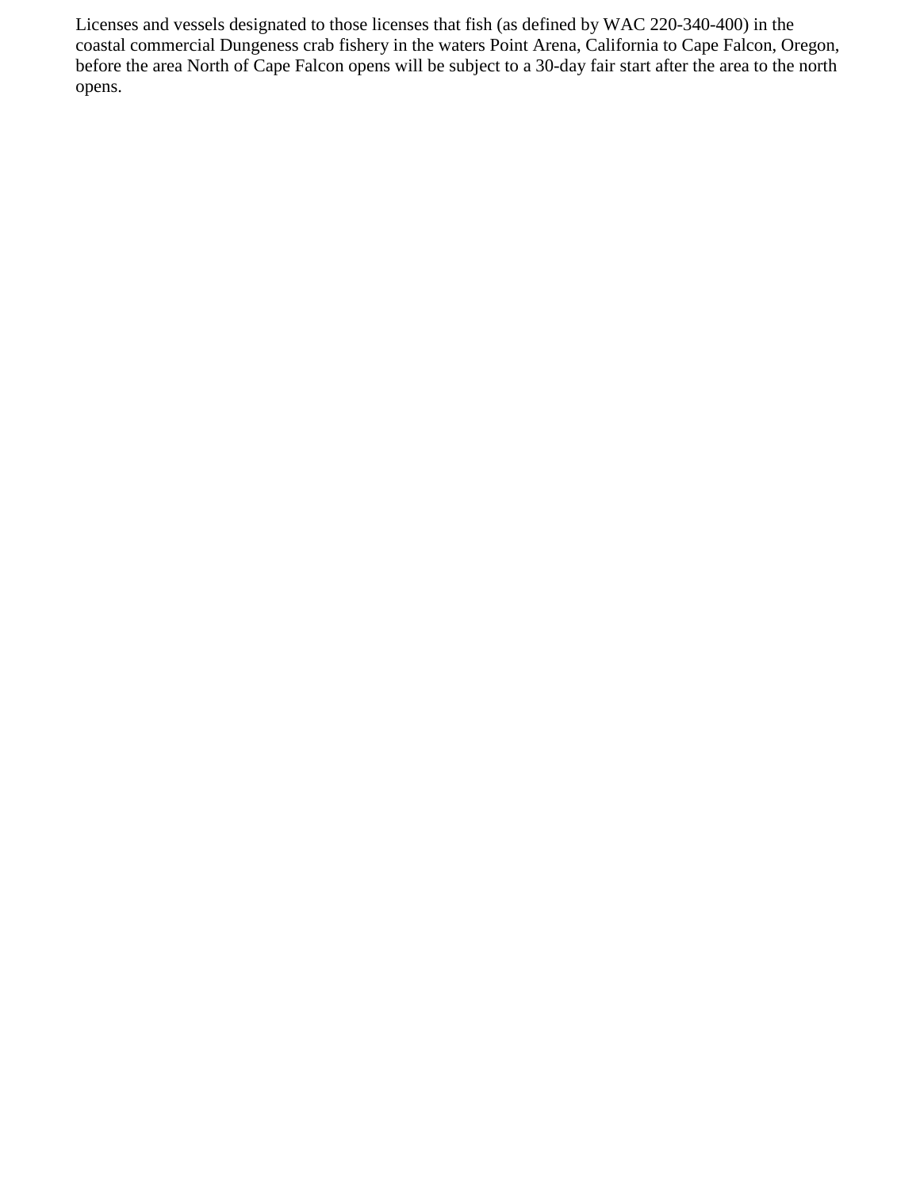Licenses and vessels designated to those licenses that fish (as defined by WAC 220-340-400) in the coastal commercial Dungeness crab fishery in the waters Point Arena, California to Cape Falcon, Oregon, before the area North of Cape Falcon opens will be subject to a 30-day fair start after the area to the north opens.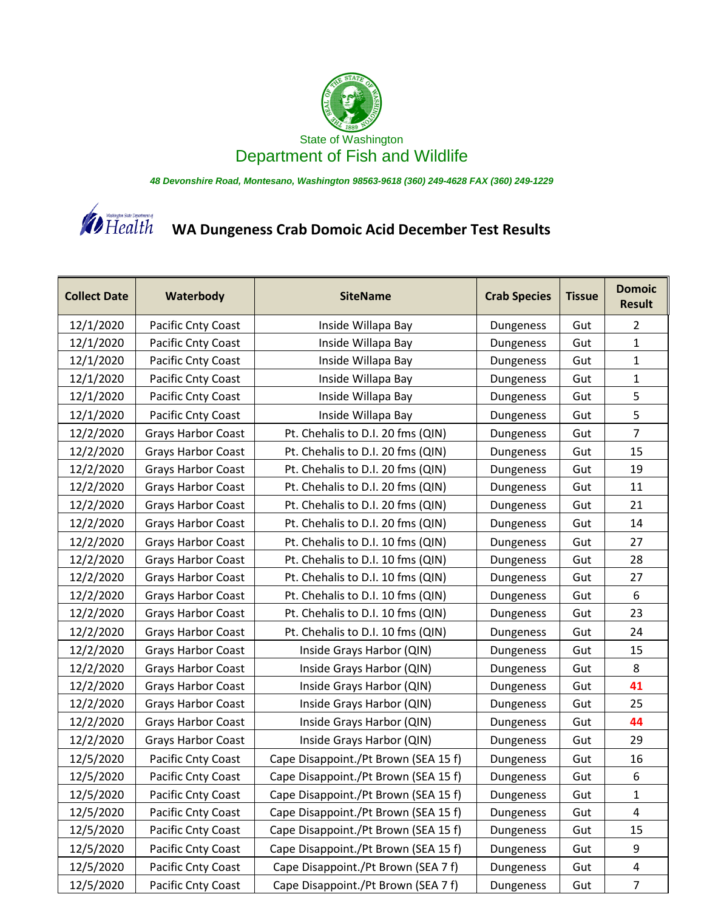State of Washington

# Department of Fish and Wildlife

*48 Devonshire Road, Montesano, Washington 98563-9618 (360) 249-4628 FAX (360) 249-1229*

Washington State Department of Health

## WA Dungeness Crab Domoic Acid December Test Results

| Collect Date | Waterbody | SiteName | Crab Species | Tissue | Domoic Result |
|---|---|---|---|---|---|
| 12/1/2020 | Pacific Cnty Coast | Inside Willapa Bay | Dungeness | Gut | 2 |
| 12/1/2020 | Pacific Cnty Coast | Inside Willapa Bay | Dungeness | Gut | 1 |
| 12/1/2020 | Pacific Cnty Coast | Inside Willapa Bay | Dungeness | Gut | 1 |
| 12/1/2020 | Pacific Cnty Coast | Inside Willapa Bay | Dungeness | Gut | 1 |
| 12/1/2020 | Pacific Cnty Coast | Inside Willapa Bay | Dungeness | Gut | 5 |
| 12/1/2020 | Pacific Cnty Coast | Inside Willapa Bay | Dungeness | Gut | 5 |
| 12/2/2020 | Grays Harbor Coast | Pt. Chehalis to D.I. 20 fms (QIN) | Dungeness | Gut | 7 |
| 12/2/2020 | Grays Harbor Coast | Pt. Chehalis to D.I. 20 fms (QIN) | Dungeness | Gut | 15 |
| 12/2/2020 | Grays Harbor Coast | Pt. Chehalis to D.I. 20 fms (QIN) | Dungeness | Gut | 19 |
| 12/2/2020 | Grays Harbor Coast | Pt. Chehalis to D.I. 20 fms (QIN) | Dungeness | Gut | 11 |
| 12/2/2020 | Grays Harbor Coast | Pt. Chehalis to D.I. 20 fms (QIN) | Dungeness | Gut | 21 |
| 12/2/2020 | Grays Harbor Coast | Pt. Chehalis to D.I. 20 fms (QIN) | Dungeness | Gut | 14 |
| 12/2/2020 | Grays Harbor Coast | Pt. Chehalis to D.I. 10 fms (QIN) | Dungeness | Gut | 27 |
| 12/2/2020 | Grays Harbor Coast | Pt. Chehalis to D.I. 10 fms (QIN) | Dungeness | Gut | 28 |
| 12/2/2020 | Grays Harbor Coast | Pt. Chehalis to D.I. 10 fms (QIN) | Dungeness | Gut | 27 |
| 12/2/2020 | Grays Harbor Coast | Pt. Chehalis to D.I. 10 fms (QIN) | Dungeness | Gut | 6 |
| 12/2/2020 | Grays Harbor Coast | Pt. Chehalis to D.I. 10 fms (QIN) | Dungeness | Gut | 23 |
| 12/2/2020 | Grays Harbor Coast | Pt. Chehalis to D.I. 10 fms (QIN) | Dungeness | Gut | 24 |
| 12/2/2020 | Grays Harbor Coast | Inside Grays Harbor (QIN) | Dungeness | Gut | 15 |
| 12/2/2020 | Grays Harbor Coast | Inside Grays Harbor (QIN) | Dungeness | Gut | 8 |
| 12/2/2020 | Grays Harbor Coast | Inside Grays Harbor (QIN) | Dungeness | Gut | **41** |
| 12/2/2020 | Grays Harbor Coast | Inside Grays Harbor (QIN) | Dungeness | Gut | 25 |
| 12/2/2020 | Grays Harbor Coast | Inside Grays Harbor (QIN) | Dungeness | Gut | **44** |
| 12/2/2020 | Grays Harbor Coast | Inside Grays Harbor (QIN) | Dungeness | Gut | 29 |
| 12/5/2020 | Pacific Cnty Coast | Cape Disappoint./Pt Brown (SEA 15 f) | Dungeness | Gut | 16 |
| 12/5/2020 | Pacific Cnty Coast | Cape Disappoint./Pt Brown (SEA 15 f) | Dungeness | Gut | 6 |
| 12/5/2020 | Pacific Cnty Coast | Cape Disappoint./Pt Brown (SEA 15 f) | Dungeness | Gut | 1 |
| 12/5/2020 | Pacific Cnty Coast | Cape Disappoint./Pt Brown (SEA 15 f) | Dungeness | Gut | 4 |
| 12/5/2020 | Pacific Cnty Coast | Cape Disappoint./Pt Brown (SEA 15 f) | Dungeness | Gut | 15 |
| 12/5/2020 | Pacific Cnty Coast | Cape Disappoint./Pt Brown (SEA 15 f) | Dungeness | Gut | 9 |
| 12/5/2020 | Pacific Cnty Coast | Cape Disappoint./Pt Brown (SEA 7 f) | Dungeness | Gut | 4 |
| 12/5/2020 | Pacific Cnty Coast | Cape Disappoint./Pt Brown (SEA 7 f) | Dungeness | Gut | 7 |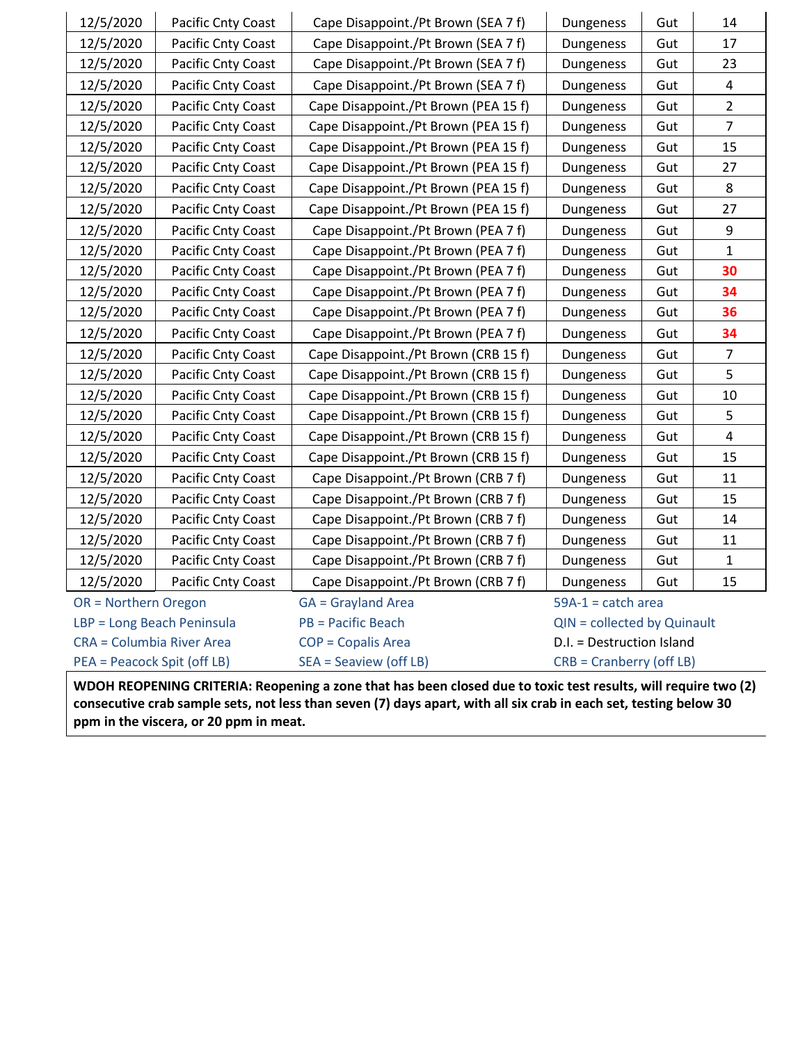| | | | | | |
|---|---|---|---|---|---|
| 12/5/2020 | Pacific Cnty Coast | Cape Disappoint./Pt Brown (SEA 7 f) | Dungeness | Gut | 14 |
| 12/5/2020 | Pacific Cnty Coast | Cape Disappoint./Pt Brown (SEA 7 f) | Dungeness | Gut | 17 |
| 12/5/2020 | Pacific Cnty Coast | Cape Disappoint./Pt Brown (SEA 7 f) | Dungeness | Gut | 23 |
| 12/5/2020 | Pacific Cnty Coast | Cape Disappoint./Pt Brown (SEA 7 f) | Dungeness | Gut | 4 |
| 12/5/2020 | Pacific Cnty Coast | Cape Disappoint./Pt Brown (PEA 15 f) | Dungeness | Gut | 2 |
| 12/5/2020 | Pacific Cnty Coast | Cape Disappoint./Pt Brown (PEA 15 f) | Dungeness | Gut | 7 |
| 12/5/2020 | Pacific Cnty Coast | Cape Disappoint./Pt Brown (PEA 15 f) | Dungeness | Gut | 15 |
| 12/5/2020 | Pacific Cnty Coast | Cape Disappoint./Pt Brown (PEA 15 f) | Dungeness | Gut | 27 |
| 12/5/2020 | Pacific Cnty Coast | Cape Disappoint./Pt Brown (PEA 15 f) | Dungeness | Gut | 8 |
| 12/5/2020 | Pacific Cnty Coast | Cape Disappoint./Pt Brown (PEA 15 f) | Dungeness | Gut | 27 |
| 12/5/2020 | Pacific Cnty Coast | Cape Disappoint./Pt Brown (PEA 7 f) | Dungeness | Gut | 9 |
| 12/5/2020 | Pacific Cnty Coast | Cape Disappoint./Pt Brown (PEA 7 f) | Dungeness | Gut | 1 |
| 12/5/2020 | Pacific Cnty Coast | Cape Disappoint./Pt Brown (PEA 7 f) | Dungeness | Gut | **30** |
| 12/5/2020 | Pacific Cnty Coast | Cape Disappoint./Pt Brown (PEA 7 f) | Dungeness | Gut | **34** |
| 12/5/2020 | Pacific Cnty Coast | Cape Disappoint./Pt Brown (PEA 7 f) | Dungeness | Gut | **36** |
| 12/5/2020 | Pacific Cnty Coast | Cape Disappoint./Pt Brown (PEA 7 f) | Dungeness | Gut | **34** |
| 12/5/2020 | Pacific Cnty Coast | Cape Disappoint./Pt Brown (CRB 15 f) | Dungeness | Gut | 7 |
| 12/5/2020 | Pacific Cnty Coast | Cape Disappoint./Pt Brown (CRB 15 f) | Dungeness | Gut | 5 |
| 12/5/2020 | Pacific Cnty Coast | Cape Disappoint./Pt Brown (CRB 15 f) | Dungeness | Gut | 10 |
| 12/5/2020 | Pacific Cnty Coast | Cape Disappoint./Pt Brown (CRB 15 f) | Dungeness | Gut | 5 |
| 12/5/2020 | Pacific Cnty Coast | Cape Disappoint./Pt Brown (CRB 15 f) | Dungeness | Gut | 4 |
| 12/5/2020 | Pacific Cnty Coast | Cape Disappoint./Pt Brown (CRB 15 f) | Dungeness | Gut | 15 |
| 12/5/2020 | Pacific Cnty Coast | Cape Disappoint./Pt Brown (CRB 7 f) | Dungeness | Gut | 11 |
| 12/5/2020 | Pacific Cnty Coast | Cape Disappoint./Pt Brown (CRB 7 f) | Dungeness | Gut | 15 |
| 12/5/2020 | Pacific Cnty Coast | Cape Disappoint./Pt Brown (CRB 7 f) | Dungeness | Gut | 14 |
| 12/5/2020 | Pacific Cnty Coast | Cape Disappoint./Pt Brown (CRB 7 f) | Dungeness | Gut | 11 |
| 12/5/2020 | Pacific Cnty Coast | Cape Disappoint./Pt Brown (CRB 7 f) | Dungeness | Gut | 1 |
| 12/5/2020 | Pacific Cnty Coast | Cape Disappoint./Pt Brown (CRB 7 f) | Dungeness | Gut | 15 |

| | | |
|---|---|---|
| OR = Northern Oregon | GA = Grayland Area | 59A-1 = catch area |
| LBP = Long Beach Peninsula | PB = Pacific Beach | QIN = collected by Quinault |
| CRA = Columbia River Area | COP = Copalis Area | D.I. = Destruction Island |
| PEA = Peacock Spit (off LB) | SEA = Seaview (off LB) | CRB = Cranberry (off LB) |

**WDOH REOPENING CRITERIA: Reopening a zone that has been closed due to toxic test results, will require two (2) consecutive crab sample sets, not less than seven (7) days apart, with all six crab in each set, testing below 30 ppm in the viscera, or 20 ppm in meat.**